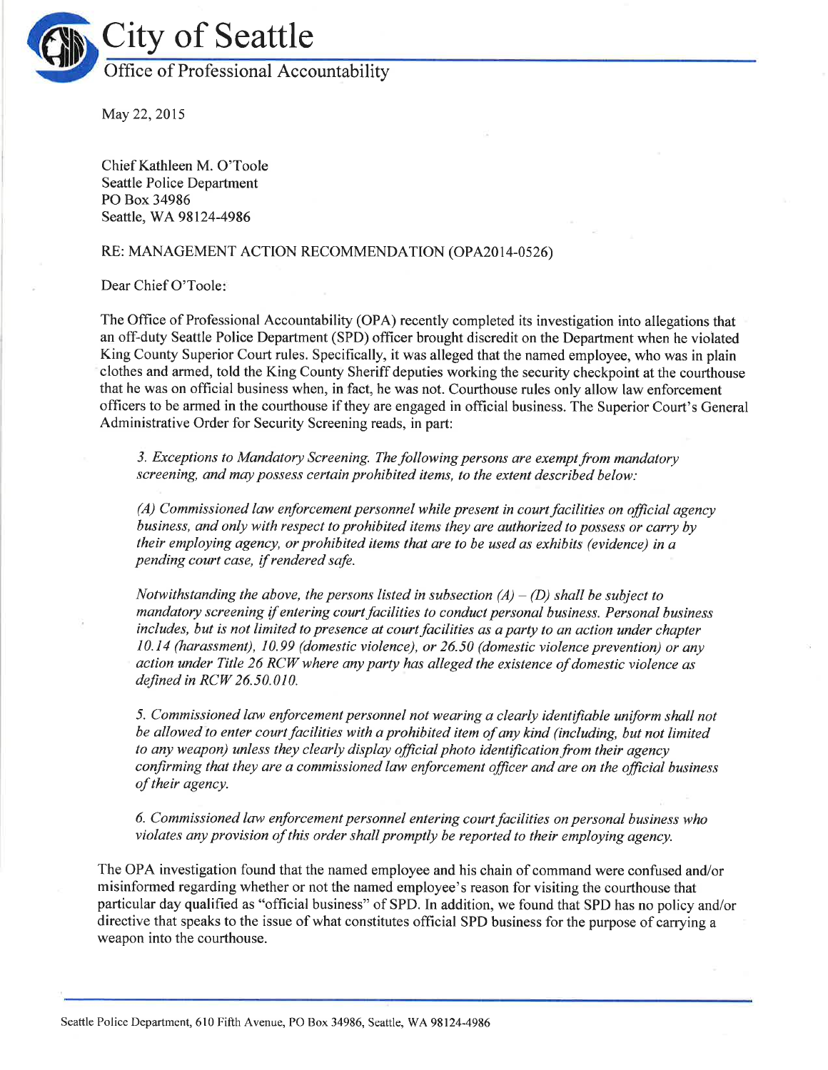# City of Seattle

## Office of Professional Accountability

May 22, 2015

Chief Kathleen M. O'Toole
Seattle Police Department
PO Box 34986
Seattle, WA 98124-4986

RE: MANAGEMENT ACTION RECOMMENDATION (OPA2014-0526)

Dear Chief O'Toole:

The Office of Professional Accountability (OPA) recently completed its investigation into allegations that an off-duty Seattle Police Department (SPD) officer brought discredit on the Department when he violated King County Superior Court rules. Specifically, it was alleged that the named employee, who was in plain clothes and armed, told the King County Sheriff deputies working the security checkpoint at the courthouse that he was on official business when, in fact, he was not. Courthouse rules only allow law enforcement officers to be armed in the courthouse if they are engaged in official business. The Superior Court's General Administrative Order for Security Screening reads, in part:

> *3. Exceptions to Mandatory Screening. The following persons are exempt from mandatory screening, and may possess certain prohibited items, to the extent described below:*
>
> *(A) Commissioned law enforcement personnel while present in court facilities on official agency business, and only with respect to prohibited items they are authorized to possess or carry by their employing agency, or prohibited items that are to be used as exhibits (evidence) in a pending court case, if rendered safe.*
>
> *Notwithstanding the above, the persons listed in subsection (A) – (D) shall be subject to mandatory screening if entering court facilities to conduct personal business. Personal business includes, but is not limited to presence at court facilities as a party to an action under chapter 10.14 (harassment), 10.99 (domestic violence), or 26.50 (domestic violence prevention) or any action under Title 26 RCW where any party has alleged the existence of domestic violence as defined in RCW 26.50.010.*
>
> *5. Commissioned law enforcement personnel not wearing a clearly identifiable uniform shall not be allowed to enter court facilities with a prohibited item of any kind (including, but not limited to any weapon) unless they clearly display official photo identification from their agency confirming that they are a commissioned law enforcement officer and are on the official business of their agency.*
>
> *6. Commissioned law enforcement personnel entering court facilities on personal business who violates any provision of this order shall promptly be reported to their employing agency.*

The OPA investigation found that the named employee and his chain of command were confused and/or misinformed regarding whether or not the named employee's reason for visiting the courthouse that particular day qualified as "official business" of SPD. In addition, we found that SPD has no policy and/or directive that speaks to the issue of what constitutes official SPD business for the purpose of carrying a weapon into the courthouse.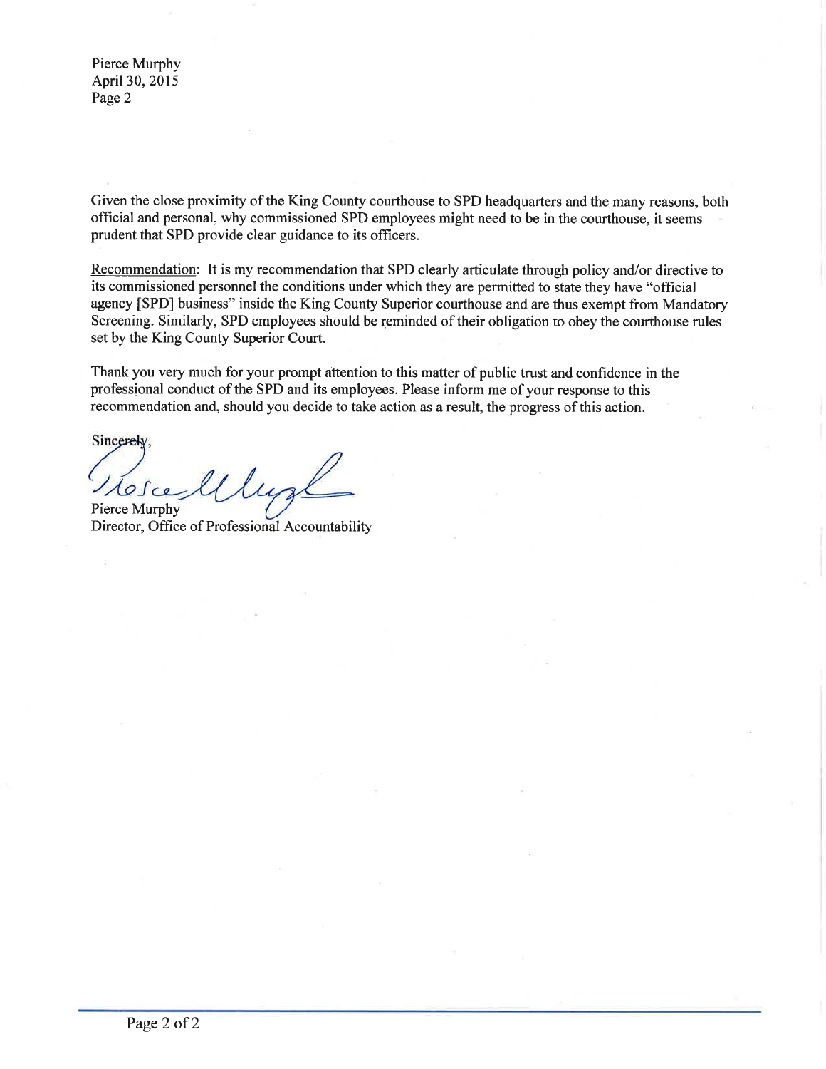Given the close proximity of the King County courthouse to SPD headquarters and the many reasons, both official and personal, why commissioned SPD employees might need to be in the courthouse, it seems prudent that SPD provide clear guidance to its officers.

Recommendation: It is my recommendation that SPD clearly articulate through policy and/or directive to its commissioned personnel the conditions under which they are permitted to state they have "official agency [SPD] business" inside the King County Superior courthouse and are thus exempt from Mandatory Screening. Similarly, SPD employees should be reminded of their obligation to obey the courthouse rules set by the King County Superior Court.

Thank you very much for your prompt attention to this matter of public trust and confidence in the professional conduct of the SPD and its employees. Please inform me of your response to this recommendation and, should you decide to take action as a result, the progress of this action.

Sincerely,

Pierce Murphy
Director, Office of Professional Accountability